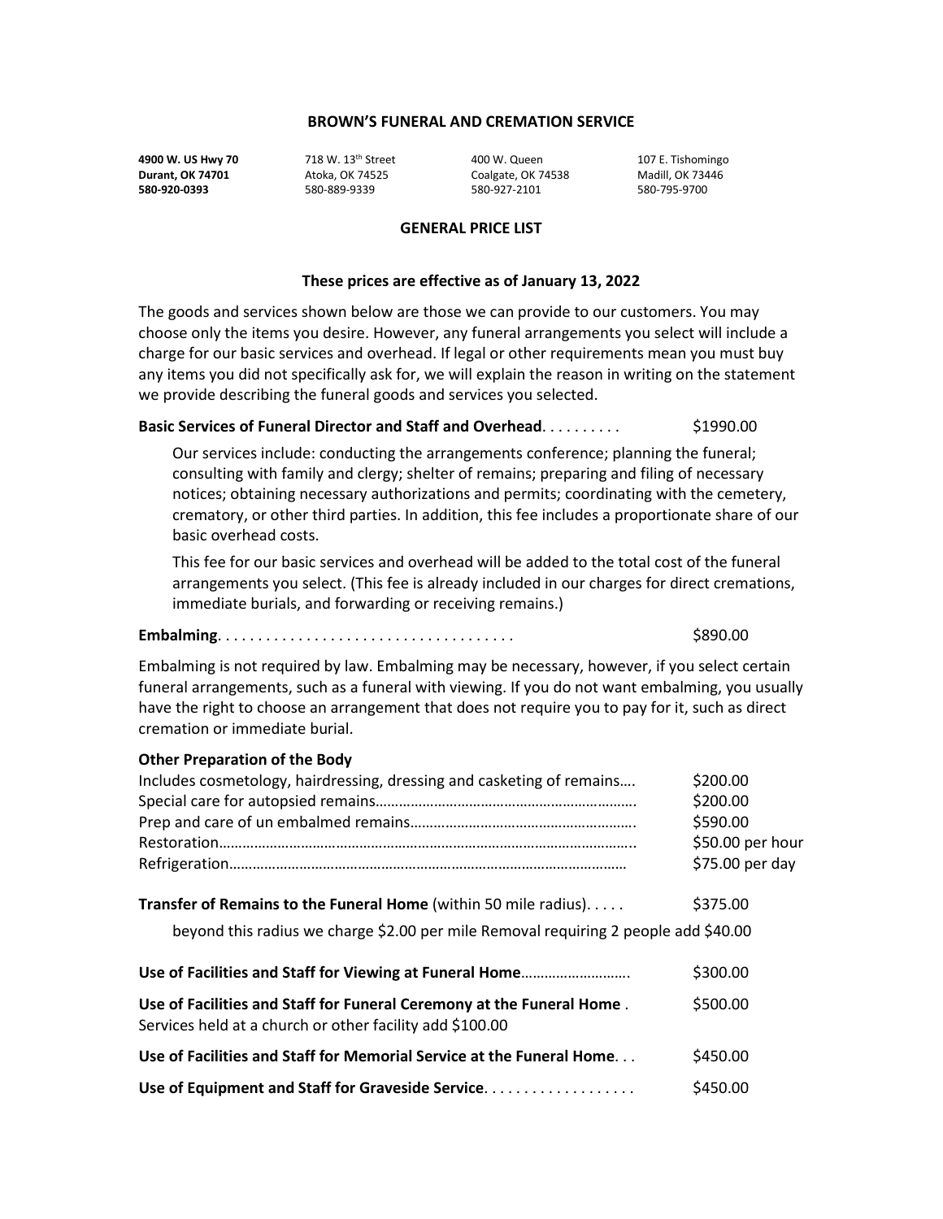# BROWN'S FUNERAL AND CREMATION SERVICE

| **4900 W. US Hwy 70** | 718 W. 13th Street | 400 W. Queen | 107 E. Tishomingo |
|---|---|---|---|
| **Durant, OK 74701** | Atoka, OK 74525 | Coalgate, OK 74538 | Madill, OK 73446 |
| **580-920-0393** | 580-889-9339 | 580-927-2101 | 580-795-9700 |

## GENERAL PRICE LIST

**These prices are effective as of January 13, 2022**

The goods and services shown below are those we can provide to our customers. You may choose only the items you desire. However, any funeral arrangements you select will include a charge for our basic services and overhead. If legal or other requirements mean you must buy any items you did not specifically ask for, we will explain the reason in writing on the statement we provide describing the funeral goods and services you selected.

**Basic Services of Funeral Director and Staff and Overhead**. . . . . . . . . . $1990.00

Our services include: conducting the arrangements conference; planning the funeral; consulting with family and clergy; shelter of remains; preparing and filing of necessary notices; obtaining necessary authorizations and permits; coordinating with the cemetery, crematory, or other third parties. In addition, this fee includes a proportionate share of our basic overhead costs.

This fee for our basic services and overhead will be added to the total cost of the funeral arrangements you select. (This fee is already included in our charges for direct cremations, immediate burials, and forwarding or receiving remains.)

**Embalming**. . . . . . . . . . . . . . . . . . . . . . . . . . . . . . . . . . . . . $890.00

Embalming is not required by law. Embalming may be necessary, however, if you select certain funeral arrangements, such as a funeral with viewing. If you do not want embalming, you usually have the right to choose an arrangement that does not require you to pay for it, such as direct cremation or immediate burial.

**Other Preparation of the Body**

Includes cosmetology, hairdressing, dressing and casketing of remains…. $200.00
Special care for autopsied remains…… $200.00
Prep and care of un embalmed remains…… $590.00
Restoration…… $50.00 per hour
Refrigeration…… $75.00 per day

**Transfer of Remains to the Funeral Home** (within 50 mile radius). . . . . $375.00

beyond this radius we charge $2.00 per mile Removal requiring 2 people add $40.00

**Use of Facilities and Staff for Viewing at Funeral Home**……. $300.00

**Use of Facilities and Staff for Funeral Ceremony at the Funeral Home** . $500.00
Services held at a church or other facility add $100.00

**Use of Facilities and Staff for Memorial Service at the Funeral Home**. . . $450.00

**Use of Equipment and Staff for Graveside Service**. . . . . . . . . . . . . . . . . . . $450.00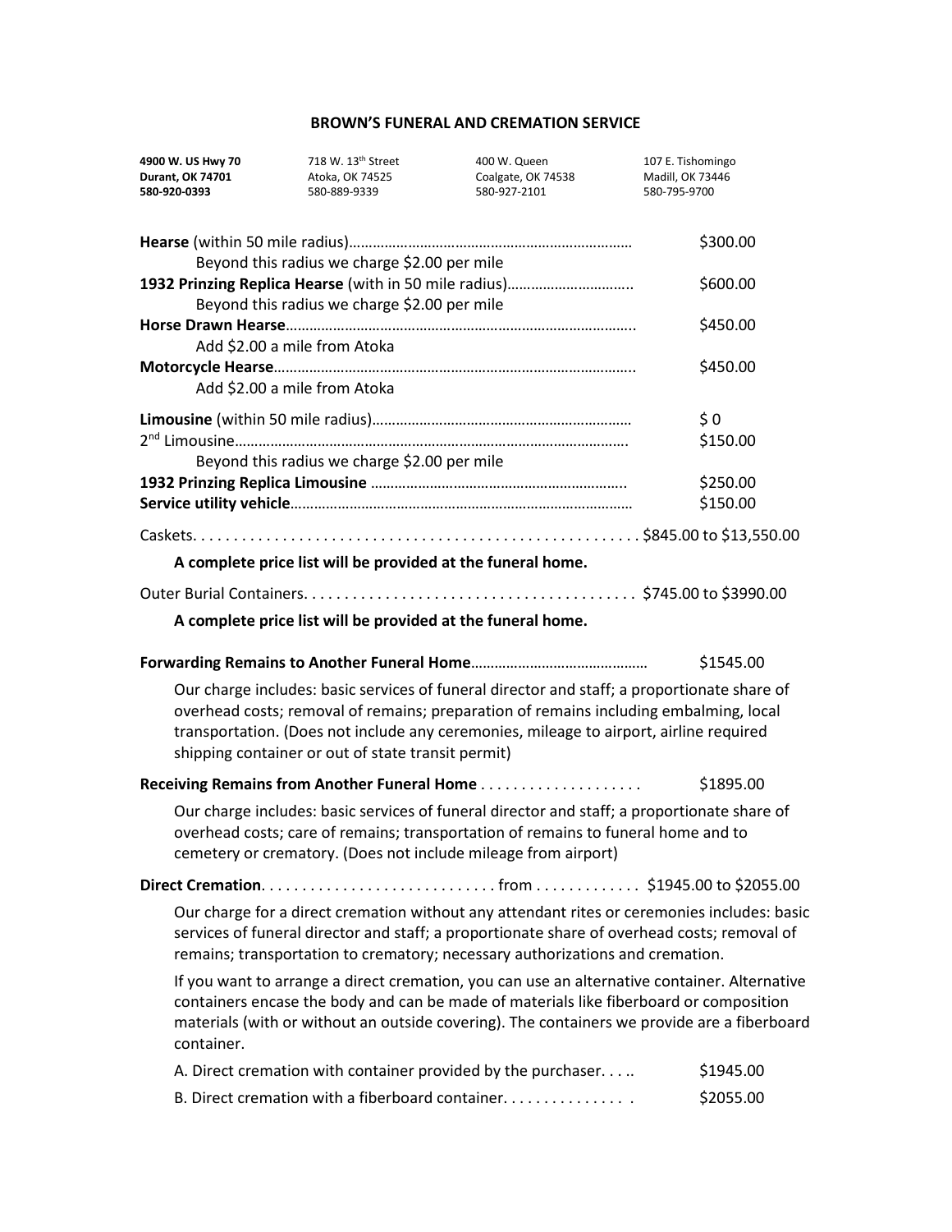# BROWN'S FUNERAL AND CREMATION SERVICE

| **4900 W. US Hwy 70** | 718 W. 13th Street | 400 W. Queen | 107 E. Tishomingo |
|---|---|---|---|
| **Durant, OK 74701** | Atoka, OK 74525 | Coalgate, OK 74538 | Madill, OK 73446 |
| **580-920-0393** | 580-889-9339 | 580-927-2101 | 580-795-9700 |

**Hearse** (within 50 mile radius)………………………………………………………… $300.00
Beyond this radius we charge $2.00 per mile

**1932 Prinzing Replica Hearse** (with in 50 mile radius)………………………….. $600.00
Beyond this radius we charge $2.00 per mile

**Horse Drawn Hearse**……………………………………………………………………….. $450.00
Add $2.00 a mile from Atoka

**Motorcycle Hearse**………………………………………………………………………….. $450.00
Add $2.00 a mile from Atoka

**Limousine** (within 50 mile radius)………………………………………………………… $ 0

2nd Limousine…………………………………………………………………………………. $150.00
Beyond this radius we charge $2.00 per mile

**1932 Prinzing Replica Limousine** ……………………………………………………….. $250.00

**Service utility vehicle**…………………………………………………………………………… $150.00

Caskets. . . . . . . . . . . . . . . . . . . . . . . . . . . . . . . . . . . . . . . . . . . . . . . . . . . . . $845.00 to $13,550.00

**A complete price list will be provided at the funeral home.**

Outer Burial Containers. . . . . . . . . . . . . . . . . . . . . . . . . . . . . . . . . . . . . . . . $745.00 to $3990.00

**A complete price list will be provided at the funeral home.**

**Forwarding Remains to Another Funeral Home**……………………………………… $1545.00

Our charge includes: basic services of funeral director and staff; a proportionate share of overhead costs; removal of remains; preparation of remains including embalming, local transportation. (Does not include any ceremonies, mileage to airport, airline required shipping container or out of state transit permit)

**Receiving Remains from Another Funeral Home** . . . . . . . . . . . . . . . . . . . . $1895.00

Our charge includes: basic services of funeral director and staff; a proportionate share of overhead costs; care of remains; transportation of remains to funeral home and to cemetery or crematory. (Does not include mileage from airport)

**Direct Cremation**. . . . . . . . . . . . . . . . . . . . . . . . . . . . from . . . . . . . . . . . . . $1945.00 to $2055.00

Our charge for a direct cremation without any attendant rites or ceremonies includes: basic services of funeral director and staff; a proportionate share of overhead costs; removal of remains; transportation to crematory; necessary authorizations and cremation.

If you want to arrange a direct cremation, you can use an alternative container. Alternative containers encase the body and can be made of materials like fiberboard or composition materials (with or without an outside covering). The containers we provide are a fiberboard container.

A. Direct cremation with container provided by the purchaser. . . .. $1945.00

B. Direct cremation with a fiberboard container. . . . . . . . . . . . . . . . $2055.00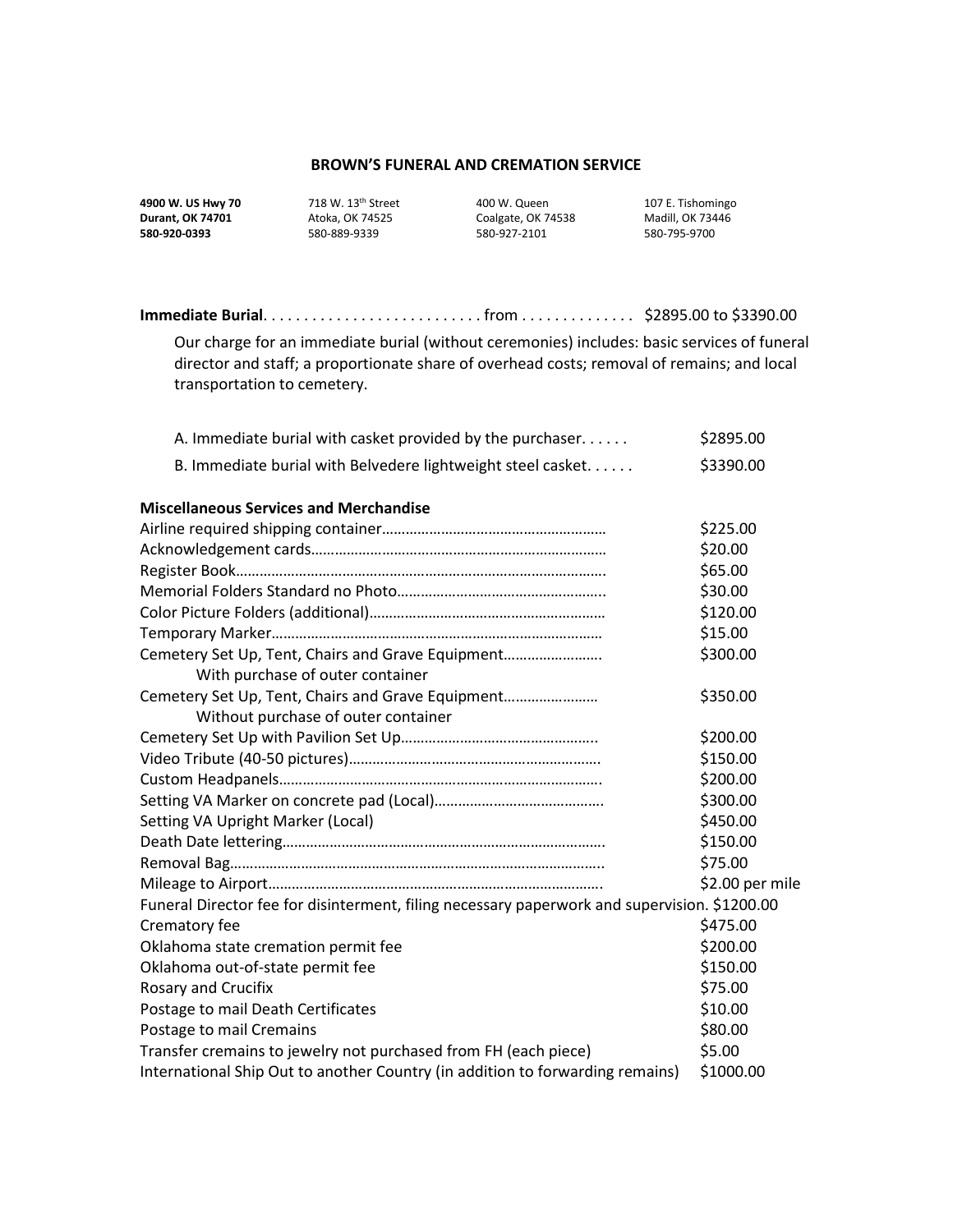## BROWN'S FUNERAL AND CREMATION SERVICE

| | | | |
|---|---|---|---|
| **4900 W. US Hwy 70** | 718 W. 13th Street | 400 W. Queen | 107 E. Tishomingo |
| **Durant, OK 74701** | Atoka, OK 74525 | Coalgate, OK 74538 | Madill, OK 73446 |
| **580-920-0393** | 580-889-9339 | 580-927-2101 | 580-795-9700 |

**Immediate Burial**. . . . . . . . . . . . . . . . . . . . . . . . . . . from . . . . . . . . . . . . . $2895.00 to $3390.00

Our charge for an immediate burial (without ceremonies) includes: basic services of funeral director and staff; a proportionate share of overhead costs; removal of remains; and local transportation to cemetery.

A. Immediate burial with casket provided by the purchaser. . . . . . $2895.00

B. Immediate burial with Belvedere lightweight steel casket. . . . . . $3390.00

**Miscellaneous Services and Merchandise**

| | |
|---|---|
| Airline required shipping container | $225.00 |
| Acknowledgement cards | $20.00 |
| Register Book | $65.00 |
| Memorial Folders Standard no Photo | $30.00 |
| Color Picture Folders (additional) | $120.00 |
| Temporary Marker | $15.00 |
| Cemetery Set Up, Tent, Chairs and Grave Equipment With purchase of outer container | $300.00 |
| Cemetery Set Up, Tent, Chairs and Grave Equipment Without purchase of outer container | $350.00 |
| Cemetery Set Up with Pavilion Set Up | $200.00 |
| Video Tribute (40-50 pictures) | $150.00 |
| Custom Headpanels | $200.00 |
| Setting VA Marker on concrete pad (Local) | $300.00 |
| Setting VA Upright Marker (Local) | $450.00 |
| Death Date lettering | $150.00 |
| Removal Bag | $75.00 |
| Mileage to Airport | $2.00 per mile |
| Funeral Director fee for disinterment, filing necessary paperwork and supervision. | $1200.00 |
| Crematory fee | $475.00 |
| Oklahoma state cremation permit fee | $200.00 |
| Oklahoma out-of-state permit fee | $150.00 |
| Rosary and Crucifix | $75.00 |
| Postage to mail Death Certificates | $10.00 |
| Postage to mail Cremains | $80.00 |
| Transfer cremains to jewelry not purchased from FH (each piece) | $5.00 |
| International Ship Out to another Country (in addition to forwarding remains) | $1000.00 |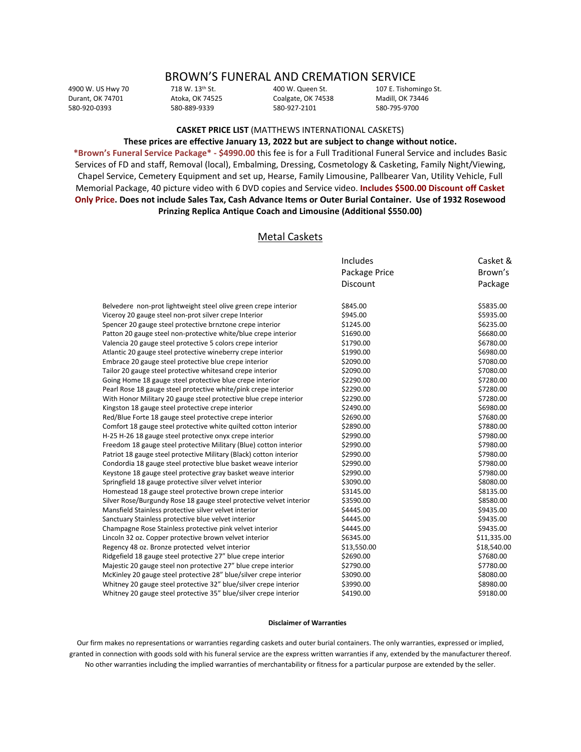# BROWN'S FUNERAL AND CREMATION SERVICE

4900 W. US Hwy 70
Durant, OK 74701
580-920-0393

718 W. 13th St.
Atoka, OK 74525
580-889-9339

400 W. Queen St.
Coalgate, OK 74538
580-927-2101

107 E. Tishomingo St.
Madill, OK 73446
580-795-9700

**CASKET PRICE LIST** (MATTHEWS INTERNATIONAL CASKETS)

**These prices are effective January 13, 2022 but are subject to change without notice.**

**\*Brown's Funeral Service Package\* - $4990.00** this fee is for a Full Traditional Funeral Service and includes Basic Services of FD and staff, Removal (local), Embalming, Dressing, Cosmetology & Casketing, Family Night/Viewing, Chapel Service, Cemetery Equipment and set up, Hearse, Family Limousine, Pallbearer Van, Utility Vehicle, Full Memorial Package, 40 picture video with 6 DVD copies and Service video. **Includes $500.00 Discount off Casket Only Price. Does not include Sales Tax, Cash Advance Items or Outer Burial Container. Use of 1932 Rosewood Prinzing Replica Antique Coach and Limousine (Additional $550.00)**

## Metal Caskets

| | Includes Package Price Discount | Casket & Brown's Package |
|---|---|---|
| Belvedere non-prot lightweight steel olive green crepe interior | $845.00 | $5835.00 |
| Viceroy 20 gauge steel non-prot silver crepe Interior | $945.00 | $5935.00 |
| Spencer 20 gauge steel protective brnztone crepe interior | $1245.00 | $6235.00 |
| Patton 20 gauge steel non-protective white/blue crepe interior | $1690.00 | $6680.00 |
| Valencia 20 gauge steel protective 5 colors crepe interior | $1790.00 | $6780.00 |
| Atlantic 20 gauge steel protective wineberry crepe interior | $1990.00 | $6980.00 |
| Embrace 20 gauge steel protective blue crepe interior | $2090.00 | $7080.00 |
| Tailor 20 gauge steel protective whitesand crepe interior | $2090.00 | $7080.00 |
| Going Home 18 gauge steel protective blue crepe interior | $2290.00 | $7280.00 |
| Pearl Rose 18 gauge steel protective white/pink crepe interior | $2290.00 | $7280.00 |
| With Honor Military 20 gauge steel protective blue crepe interior | $2290.00 | $7280.00 |
| Kingston 18 gauge steel protective crepe interior | $2490.00 | $6980.00 |
| Red/Blue Forte 18 gauge steel protective crepe interior | $2690.00 | $7680.00 |
| Comfort 18 gauge steel protective white quilted cotton interior | $2890.00 | $7880.00 |
| H-25 H-26 18 gauge steel protective onyx crepe interior | $2990.00 | $7980.00 |
| Freedom 18 gauge steel protective Military (Blue) cotton interior | $2990.00 | $7980.00 |
| Patriot 18 gauge steel protective Military (Black) cotton interior | $2990.00 | $7980.00 |
| Condordia 18 gauge steel protective blue basket weave interior | $2990.00 | $7980.00 |
| Keystone 18 gauge steel protective gray basket weave interior | $2990.00 | $7980.00 |
| Springfield 18 gauge protective silver velvet interior | $3090.00 | $8080.00 |
| Homestead 18 gauge steel protective brown crepe interior | $3145.00 | $8135.00 |
| Silver Rose/Burgundy Rose 18 gauge steel protective velvet interior | $3590.00 | $8580.00 |
| Mansfield Stainless protective silver velvet interior | $4445.00 | $9435.00 |
| Sanctuary Stainless protective blue velvet interior | $4445.00 | $9435.00 |
| Champagne Rose Stainless protective pink velvet interior | $4445.00 | $9435.00 |
| Lincoln 32 oz. Copper protective brown velvet interior | $6345.00 | $11,335.00 |
| Regency 48 oz. Bronze protected velvet interior | $13,550.00 | $18,540.00 |
| Ridgefield 18 gauge steel protective 27" blue crepe interior | $2690.00 | $7680.00 |
| Majestic 20 gauge steel non protective 27" blue crepe interior | $2790.00 | $7780.00 |
| McKinley 20 gauge steel protective 28" blue/silver crepe interior | $3090.00 | $8080.00 |
| Whitney 20 gauge steel protective 32" blue/silver crepe interior | $3990.00 | $8980.00 |
| Whitney 20 gauge steel protective 35" blue/silver crepe interior | $4190.00 | $9180.00 |

**Disclaimer of Warranties**

Our firm makes no representations or warranties regarding caskets and outer burial containers. The only warranties, expressed or implied, granted in connection with goods sold with his funeral service are the express written warranties if any, extended by the manufacturer thereof. No other warranties including the implied warranties of merchantability or fitness for a particular purpose are extended by the seller.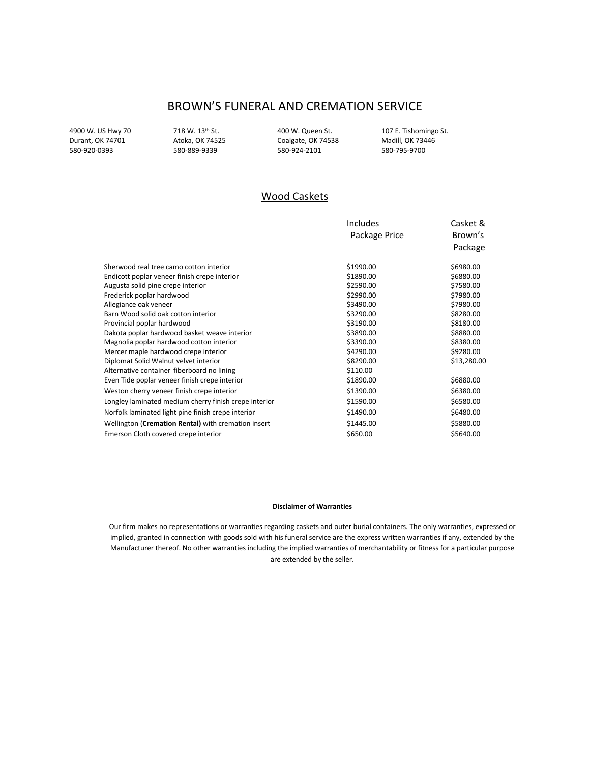# BROWN'S FUNERAL AND CREMATION SERVICE

| | | | |
|---|---|---|---|
| 4900 W. US Hwy 70<br>Durant, OK 74701<br>580-920-0393 | 718 W. 13th St.<br>Atoka, OK 74525<br>580-889-9339 | 400 W. Queen St.<br>Coalgate, OK 74538<br>580-924-2101 | 107 E. Tishomingo St.<br>Madill, OK 73446<br>580-795-9700 |

## Wood Caskets

| | Includes Package Price | Casket & Brown's Package |
|---|---|---|
| Sherwood real tree camo cotton interior | $1990.00 | $6980.00 |
| Endicott poplar veneer finish crepe interior | $1890.00 | $6880.00 |
| Augusta solid pine crepe interior | $2590.00 | $7580.00 |
| Frederick poplar hardwood | $2990.00 | $7980.00 |
| Allegiance oak veneer | $3490.00 | $7980.00 |
| Barn Wood solid oak cotton interior | $3290.00 | $8280.00 |
| Provincial poplar hardwood | $3190.00 | $8180.00 |
| Dakota poplar hardwood basket weave interior | $3890.00 | $8880.00 |
| Magnolia poplar hardwood cotton interior | $3390.00 | $8380.00 |
| Mercer maple hardwood crepe interior | $4290.00 | $9280.00 |
| Diplomat Solid Walnut velvet interior | $8290.00 | $13,280.00 |
| Alternative container fiberboard no lining | $110.00 | |
| Even Tide poplar veneer finish crepe interior | $1890.00 | $6880.00 |
| Weston cherry veneer finish crepe interior | $1390.00 | $6380.00 |
| Longley laminated medium cherry finish crepe interior | $1590.00 | $6580.00 |
| Norfolk laminated light pine finish crepe interior | $1490.00 | $6480.00 |
| Wellington (**Cremation Rental)** with cremation insert | $1445.00 | $5880.00 |
| Emerson Cloth covered crepe interior | $650.00 | $5640.00 |

**Disclaimer of Warranties**

Our firm makes no representations or warranties regarding caskets and outer burial containers. The only warranties, expressed or implied, granted in connection with goods sold with his funeral service are the express written warranties if any, extended by the Manufacturer thereof. No other warranties including the implied warranties of merchantability or fitness for a particular purpose are extended by the seller.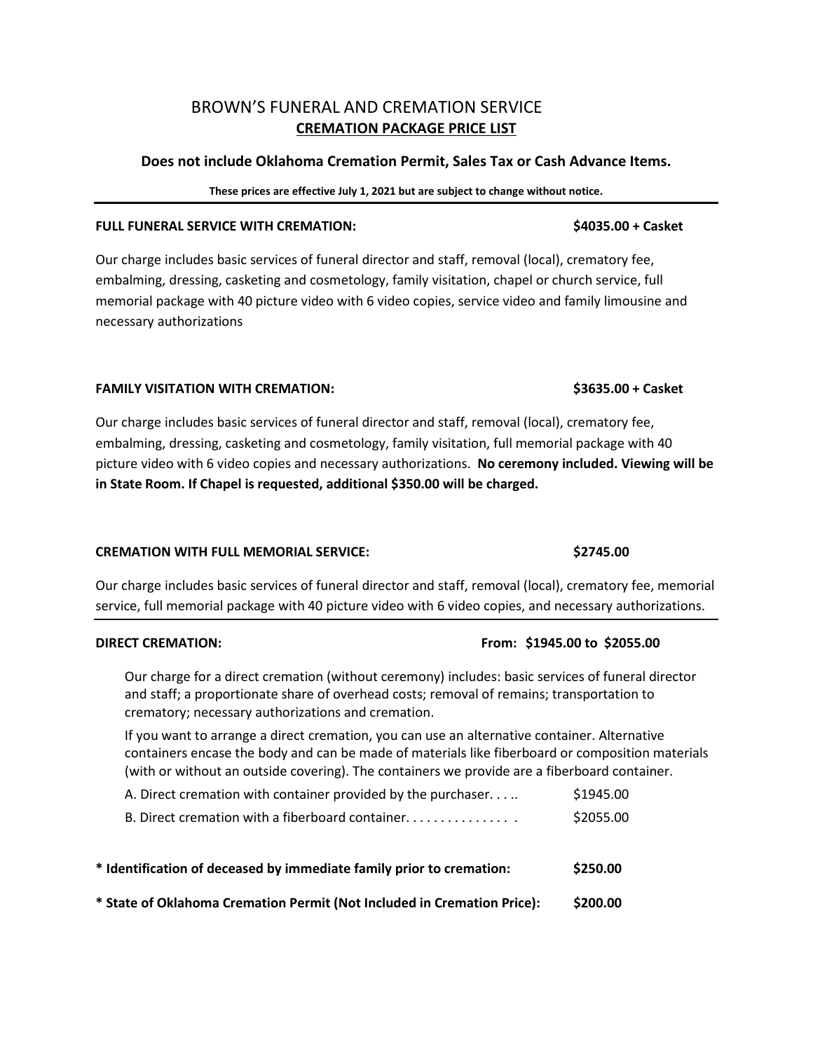# BROWN'S FUNERAL AND CREMATION SERVICE

## CREMATION PACKAGE PRICE LIST

**Does not include Oklahoma Cremation Permit, Sales Tax or Cash Advance Items.**

**These prices are effective July 1, 2021 but are subject to change without notice.**

---

**FULL FUNERAL SERVICE WITH CREMATION: $4035.00 + Casket**

Our charge includes basic services of funeral director and staff, removal (local), crematory fee, embalming, dressing, casketing and cosmetology, family visitation, chapel or church service, full memorial package with 40 picture video with 6 video copies, service video and family limousine and necessary authorizations

**FAMILY VISITATION WITH CREMATION: $3635.00 + Casket**

Our charge includes basic services of funeral director and staff, removal (local), crematory fee, embalming, dressing, casketing and cosmetology, family visitation, full memorial package with 40 picture video with 6 video copies and necessary authorizations. **No ceremony included. Viewing will be in State Room. If Chapel is requested, additional $350.00 will be charged.**

**CREMATION WITH FULL MEMORIAL SERVICE: $2745.00**

Our charge includes basic services of funeral director and staff, removal (local), crematory fee, memorial service, full memorial package with 40 picture video with 6 video copies, and necessary authorizations.

---

**DIRECT CREMATION: From: $1945.00 to $2055.00**

Our charge for a direct cremation (without ceremony) includes: basic services of funeral director and staff; a proportionate share of overhead costs; removal of remains; transportation to crematory; necessary authorizations and cremation.

If you want to arrange a direct cremation, you can use an alternative container. Alternative containers encase the body and can be made of materials like fiberboard or composition materials (with or without an outside covering). The containers we provide are a fiberboard container.

A. Direct cremation with container provided by the purchaser. . . .. $1945.00

B. Direct cremation with a fiberboard container. . . . . . . . . . . . . . . . $2055.00

**\* Identification of deceased by immediate family prior to cremation: $250.00**

**\* State of Oklahoma Cremation Permit (Not Included in Cremation Price): $200.00**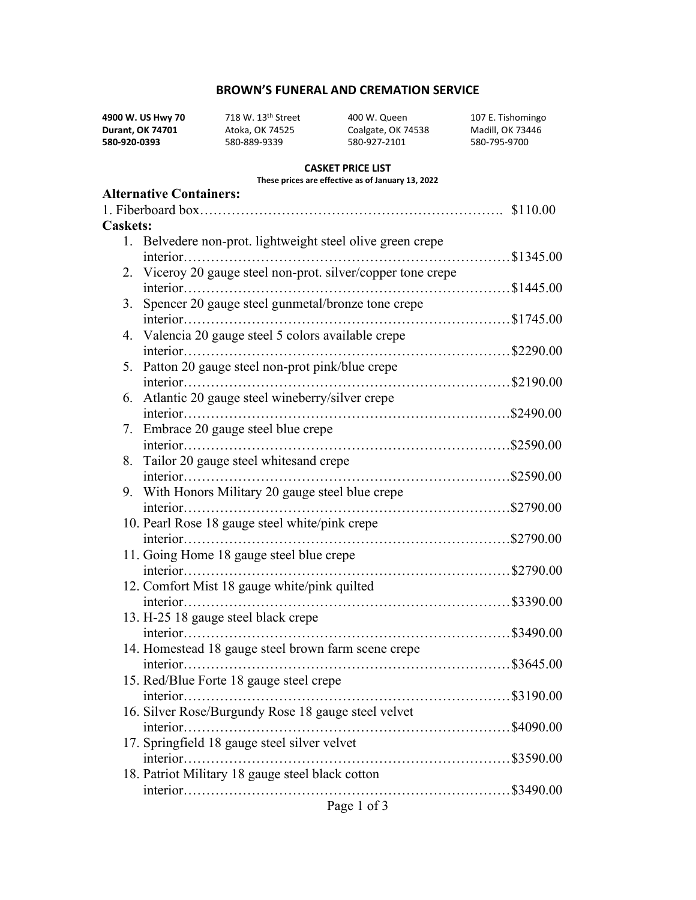# BROWN'S FUNERAL AND CREMATION SERVICE

| **4900 W. US Hwy 70** | 718 W. 13th Street | 400 W. Queen | 107 E. Tishomingo |
|---|---|---|---|
| **Durant, OK 74701** | Atoka, OK 74525 | Coalgate, OK 74538 | Madill, OK 73446 |
| **580-920-0393** | 580-889-9339 | 580-927-2101 | 580-795-9700 |

**CASKET PRICE LIST**

**These prices are effective as of January 13, 2022**

## Alternative Containers:

1. Fiberboard box……………………………………………………….. $110.00

## Caskets:

1. Belvedere non-prot. lightweight steel olive green crepe interior……………………………………………………………$1345.00
2. Viceroy 20 gauge steel non-prot. silver/copper tone crepe interior……………………………………………………………$1445.00
3. Spencer 20 gauge steel gunmetal/bronze tone crepe interior……………………………………………………………$1745.00
4. Valencia 20 gauge steel 5 colors available crepe interior……………………………………………………………$2290.00
5. Patton 20 gauge steel non-prot pink/blue crepe interior……………………………………………………………$2190.00
6. Atlantic 20 gauge steel wineberry/silver crepe interior……………………………………………………………$2490.00
7. Embrace 20 gauge steel blue crepe interior……………………………………………………………$2590.00
8. Tailor 20 gauge steel whitesand crepe interior……………………………………………………………$2590.00
9. With Honors Military 20 gauge steel blue crepe interior……………………………………………………………$2790.00
10. Pearl Rose 18 gauge steel white/pink crepe interior……………………………………………………………$2790.00
11. Going Home 18 gauge steel blue crepe interior……………………………………………………………$2790.00
12. Comfort Mist 18 gauge white/pink quilted interior……………………………………………………………$3390.00
13. H-25 18 gauge steel black crepe interior……………………………………………………………$3490.00
14. Homestead 18 gauge steel brown farm scene crepe interior……………………………………………………………$3645.00
15. Red/Blue Forte 18 gauge steel crepe interior……………………………………………………………$3190.00
16. Silver Rose/Burgundy Rose 18 gauge steel velvet interior……………………………………………………………$4090.00
17. Springfield 18 gauge steel silver velvet interior……………………………………………………………$3590.00
18. Patriot Military 18 gauge steel black cotton interior……………………………………………………………$3490.00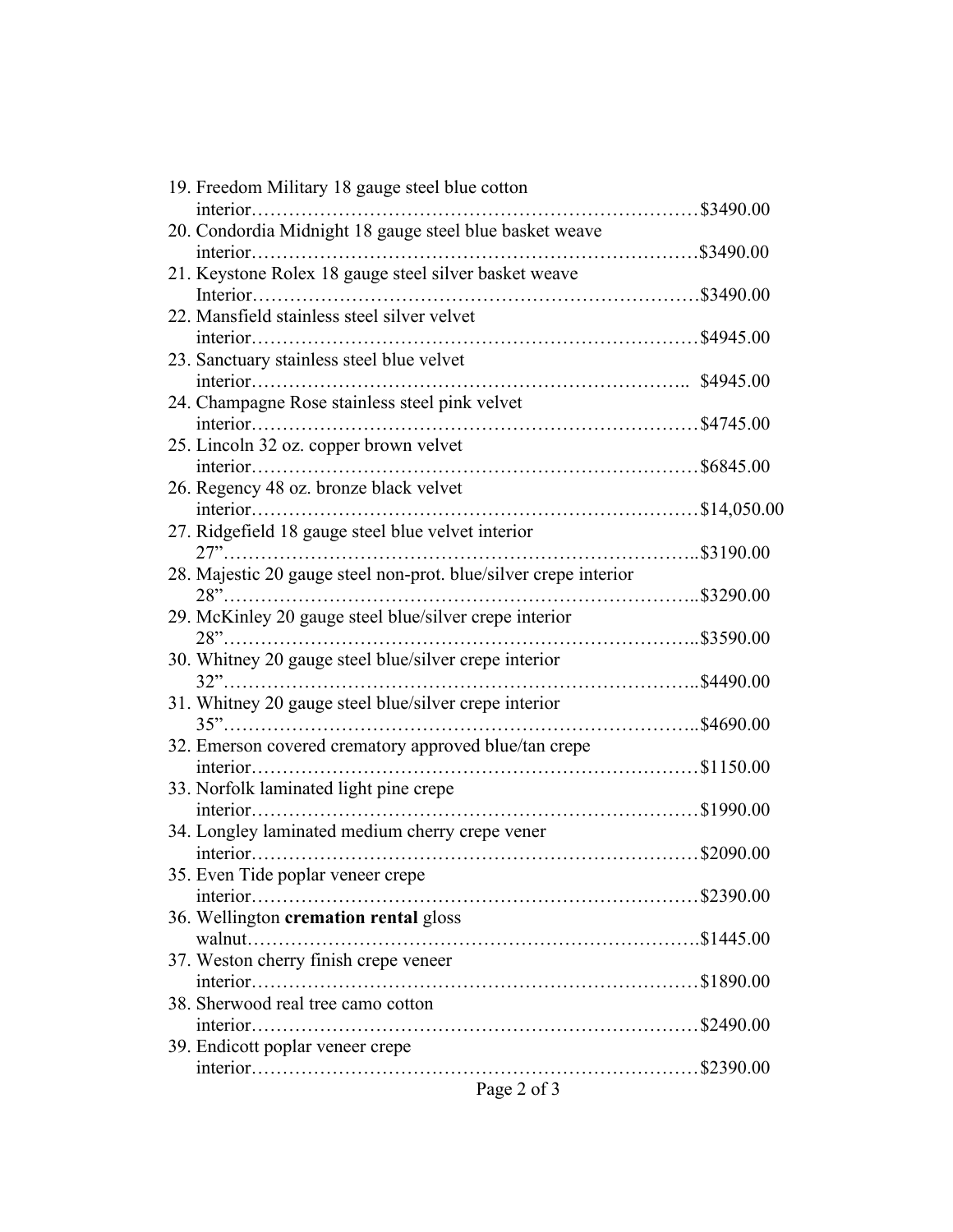19. Freedom Military 18 gauge steel blue cotton interior……………………………………………………………………$3490.00
20. Condordia Midnight 18 gauge steel blue basket weave interior……………………………………………………………………$3490.00
21. Keystone Rolex 18 gauge steel silver basket weave Interior……………………………………………………………………$3490.00
22. Mansfield stainless steel silver velvet interior……………………………………………………………………$4945.00
23. Sanctuary stainless steel blue velvet interior…………………………………………………………………….. $4945.00
24. Champagne Rose stainless steel pink velvet interior……………………………………………………………………$4745.00
25. Lincoln 32 oz. copper brown velvet interior……………………………………………………………………$6845.00
26. Regency 48 oz. bronze black velvet interior……………………………………………………………………$14,050.00
27. Ridgefield 18 gauge steel blue velvet interior 27"……………………………………………………………………..$3190.00
28. Majestic 20 gauge steel non-prot. blue/silver crepe interior 28"……………………………………………………………………..$3290.00
29. McKinley 20 gauge steel blue/silver crepe interior 28"……………………………………………………………………..$3590.00
30. Whitney 20 gauge steel blue/silver crepe interior 32"……………………………………………………………………..$4490.00
31. Whitney 20 gauge steel blue/silver crepe interior 35"……………………………………………………………………..$4690.00
32. Emerson covered crematory approved blue/tan crepe interior……………………………………………………………………$1150.00
33. Norfolk laminated light pine crepe interior……………………………………………………………………$1990.00
34. Longley laminated medium cherry crepe vener interior……………………………………………………………………$2090.00
35. Even Tide poplar veneer crepe interior……………………………………………………………………$2390.00
36. Wellington **cremation rental** gloss walnut……………………………………………………………………..$1445.00
37. Weston cherry finish crepe veneer interior……………………………………………………………………$1890.00
38. Sherwood real tree camo cotton interior……………………………………………………………………$2490.00
39. Endicott poplar veneer crepe interior……………………………………………………………………$2390.00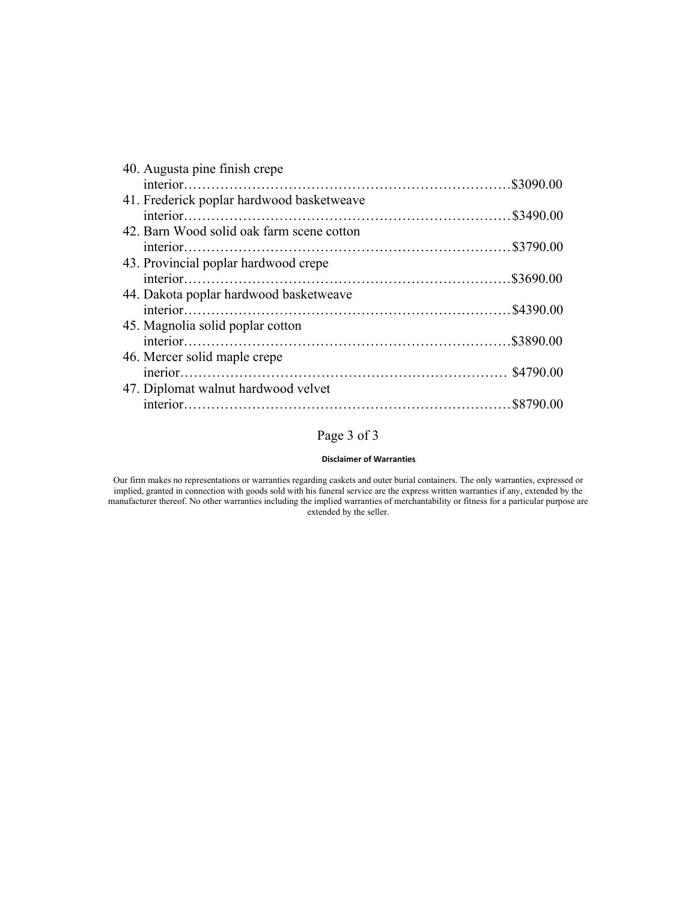40. Augusta pine finish crepe interior……………………………………………………………….$3090.00
41. Frederick poplar hardwood basketweave interior………………………………………………………………$3490.00
42. Barn Wood solid oak farm scene cotton interior………………………………………………………………$3790.00
43. Provincial poplar hardwood crepe interior……………………………………………………………….$3690.00
44. Dakota poplar hardwood basketweave interior………………………………………………………………$4390.00
45. Magnolia solid poplar cotton interior……………………………………………………………….$3890.00
46. Mercer solid maple crepe inerior……………………………………………………………… $4790.00
47. Diplomat walnut hardwood velvet interior………………………………………………………………$8790.00

**Disclaimer of Warranties**

Our firm makes no representations or warranties regarding caskets and outer burial containers. The only warranties, expressed or implied, granted in connection with goods sold with his funeral service are the express written warranties if any, extended by the manufacturer thereof. No other warranties including the implied warranties of merchantability or fitness for a particular purpose are extended by the seller.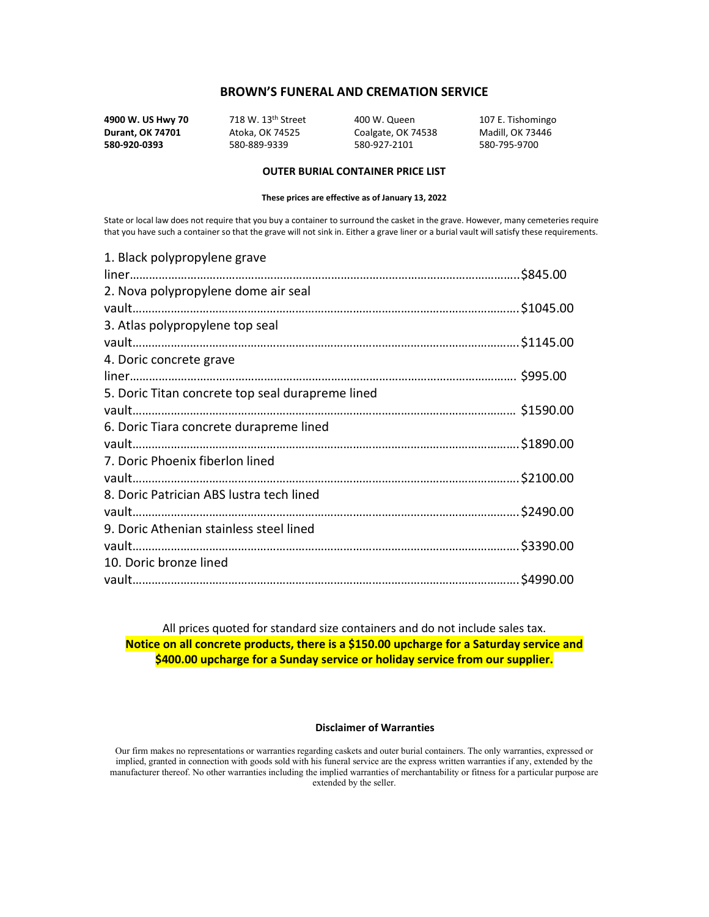# BROWN'S FUNERAL AND CREMATION SERVICE

| | | | |
|---|---|---|---|
| **4900 W. US Hwy 70** | 718 W. 13th Street | 400 W. Queen | 107 E. Tishomingo |
| **Durant, OK 74701** | Atoka, OK 74525 | Coalgate, OK 74538 | Madill, OK 73446 |
| **580-920-0393** | 580-889-9339 | 580-927-2101 | 580-795-9700 |

## OUTER BURIAL CONTAINER PRICE LIST

**These prices are effective as of January 13, 2022**

State or local law does not require that you buy a container to surround the casket in the grave. However, many cemeteries require that you have such a container so that the grave will not sink in. Either a grave liner or a burial vault will satisfy these requirements.

1. Black polypropylene grave liner……………………………………………………………$845.00
2. Nova polypropylene dome air seal vault……………………………………………………$1045.00
3. Atlas polypropylene top seal vault…………………………………………………………$1145.00
4. Doric concrete grave liner……………………………………………………………………$995.00
5. Doric Titan concrete top seal durapreme lined vault………………………………………$1590.00
6. Doric Tiara concrete durapreme lined vault…………………………………………………$1890.00
7. Doric Phoenix fiberlon lined vault……………………………………………………………$2100.00
8. Doric Patrician ABS lustra tech lined vault…………………………………………………$2490.00
9. Doric Athenian stainless steel lined vault……………………………………………………$3390.00
10. Doric bronze lined vault……………………………………………………………………$4990.00

All prices quoted for standard size containers and do not include sales tax.

**Notice on all concrete products, there is a $150.00 upcharge for a Saturday service and $400.00 upcharge for a Sunday service or holiday service from our supplier.**

### Disclaimer of Warranties

Our firm makes no representations or warranties regarding caskets and outer burial containers. The only warranties, expressed or implied, granted in connection with goods sold with his funeral service are the express written warranties if any, extended by the manufacturer thereof. No other warranties including the implied warranties of merchantability or fitness for a particular purpose are extended by the seller.